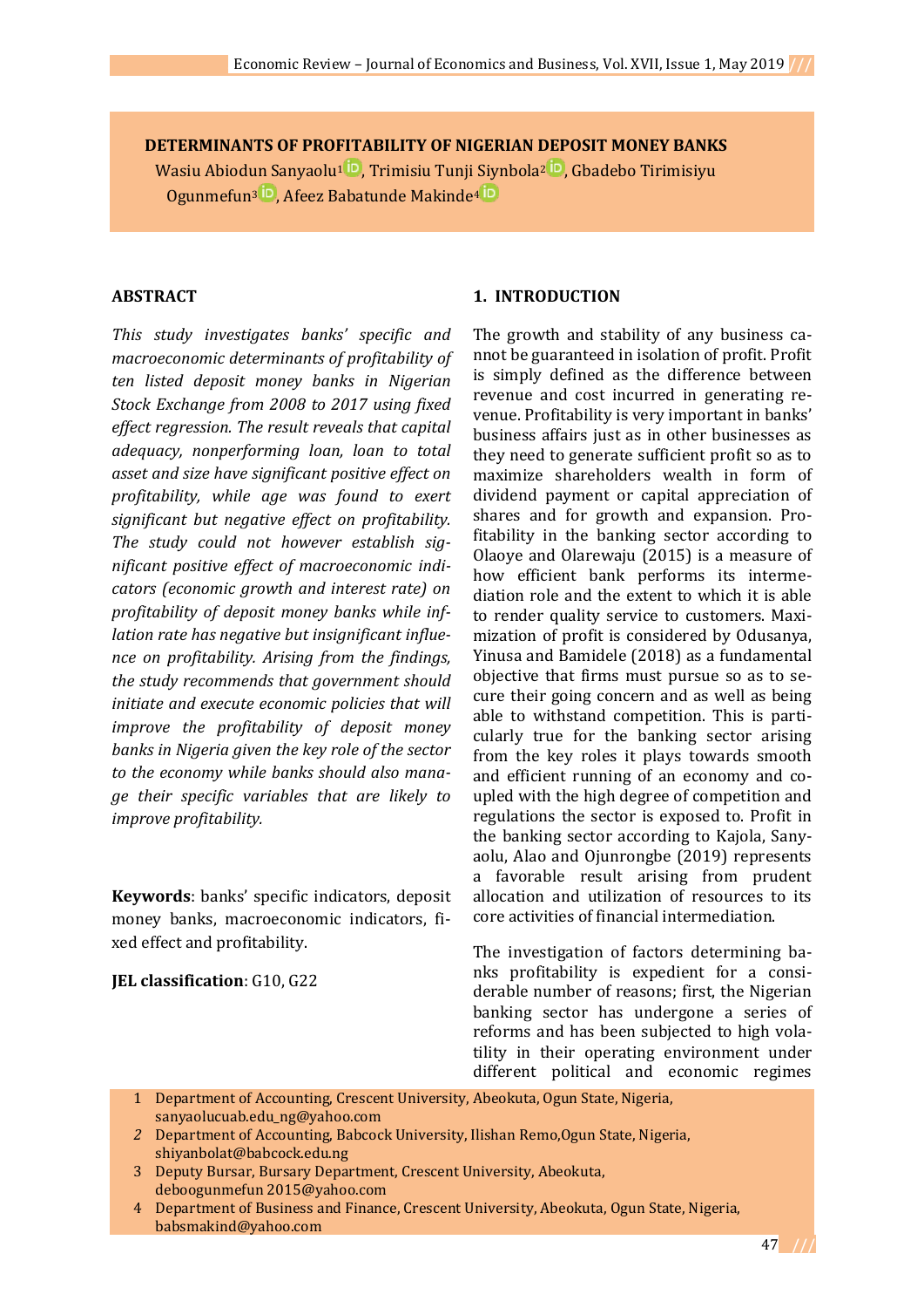# DETERMINANTS OF PROFITABILITY OF NIGERIAN DEPOSIT MONEY BANKS

Wasiu Abiodun Sanyaolu[1], Trimisiu Tunji Siynbola[2], Gbadebo Tirimisiyu Ogunmefun[3], Afeez Babatunde Makinde[4]

## ABSTRACT

*This study investigates banks' specific and macroeconomic determinants of profitability of ten listed deposit money banks in Nigerian Stock Exchange from 2008 to 2017 using fixed effect regression. The result reveals that capital adequacy, nonperforming loan, loan to total asset and size have significant positive effect on profitability, while age was found to exert significant but negative effect on profitability. The study could not however establish significant positive effect of macroeconomic indicators (economic growth and interest rate) on profitability of deposit money banks while inflation rate has negative but insignificant influence on profitability. Arising from the findings, the study recommends that government should initiate and execute economic policies that will improve the profitability of deposit money banks in Nigeria given the key role of the sector to the economy while banks should also manage their specific variables that are likely to improve profitability.*

**Keywords**: banks' specific indicators, deposit money banks, macroeconomic indicators, fixed effect and profitability.

**JEL classification**: G10, G22

## 1. INTRODUCTION

The growth and stability of any business cannot be guaranteed in isolation of profit. Profit is simply defined as the difference between revenue and cost incurred in generating revenue. Profitability is very important in banks' business affairs just as in other businesses as they need to generate sufficient profit so as to maximize shareholders wealth in form of dividend payment or capital appreciation of shares and for growth and expansion. Profitability in the banking sector according to Olaoye and Olarewaju (2015) is a measure of how efficient bank performs its intermediation role and the extent to which it is able to render quality service to customers. Maximization of profit is considered by Odusanya, Yinusa and Bamidele (2018) as a fundamental objective that firms must pursue so as to secure their going concern and as well as being able to withstand competition. This is particularly true for the banking sector arising from the key roles it plays towards smooth and efficient running of an economy and coupled with the high degree of competition and regulations the sector is exposed to. Profit in the banking sector according to Kajola, Sanyaolu, Alao and Ojunrongbe (2019) represents a favorable result arising from prudent allocation and utilization of resources to its core activities of financial intermediation.

The investigation of factors determining banks profitability is expedient for a considerable number of reasons; first, the Nigerian banking sector has undergone a series of reforms and has been subjected to high volatility in their operating environment under different political and economic regimes

---

1 Department of Accounting, Crescent University, Abeokuta, Ogun State, Nigeria, sanyaolucuab.edu_ng@yahoo.com

2 Department of Accounting, Babcock University, Ilishan Remo,Ogun State, Nigeria, shiyanbolat@babcock.edu.ng

3 Deputy Bursar, Bursary Department, Crescent University, Abeokuta, deboogunmefun 2015@yahoo.com

4 Department of Business and Finance, Crescent University, Abeokuta, Ogun State, Nigeria, babsmakind@yahoo.com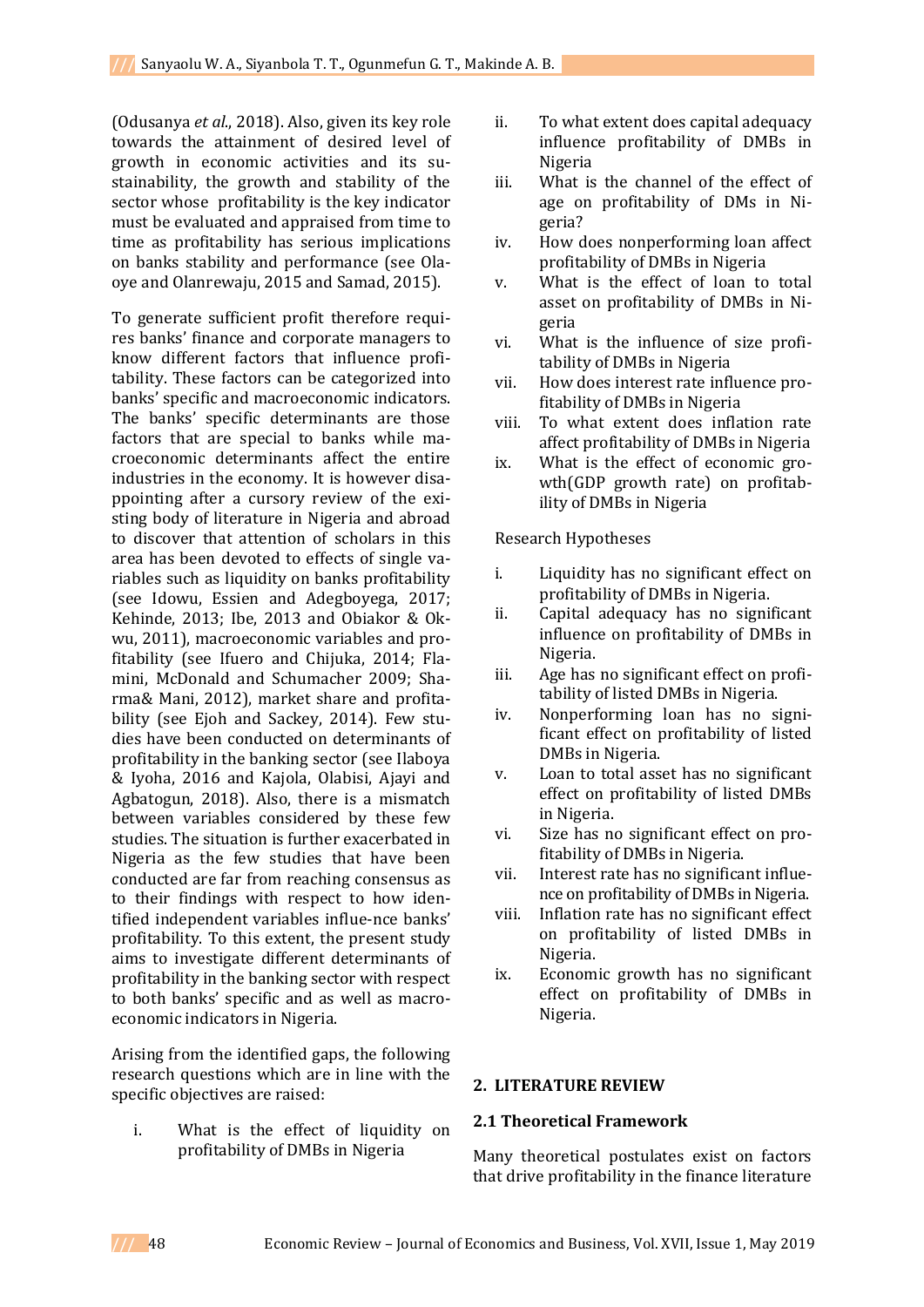(Odusanya *et al*., 2018). Also, given its key role towards the attainment of desired level of growth in economic activities and its sustainability, the growth and stability of the sector whose profitability is the key indicator must be evaluated and appraised from time to time as profitability has serious implications on banks stability and performance (see Olaoye and Olanrewaju, 2015 and Samad, 2015).

To generate sufficient profit therefore requires banks' finance and corporate managers to know different factors that influence profitability. These factors can be categorized into banks' specific and macroeconomic indicators. The banks' specific determinants are those factors that are special to banks while macroeconomic determinants affect the entire industries in the economy. It is however disappointing after a cursory review of the existing body of literature in Nigeria and abroad to discover that attention of scholars in this area has been devoted to effects of single variables such as liquidity on banks profitability (see Idowu, Essien and Adegboyega, 2017; Kehinde, 2013; Ibe, 2013 and Obiakor & Okwu, 2011), macroeconomic variables and profitability (see Ifuero and Chijuka, 2014; Flamini, McDonald and Schumacher 2009; Sharma& Mani, 2012), market share and profitability (see Ejoh and Sackey, 2014). Few studies have been conducted on determinants of profitability in the banking sector (see Ilaboya & Iyoha, 2016 and Kajola, Olabisi, Ajayi and Agbatogun, 2018). Also, there is a mismatch between variables considered by these few studies. The situation is further exacerbated in Nigeria as the few studies that have been conducted are far from reaching consensus as to their findings with respect to how identified independent variables influe-nce banks' profitability. To this extent, the present study aims to investigate different determinants of profitability in the banking sector with respect to both banks' specific and as well as macroeconomic indicators in Nigeria.

Arising from the identified gaps, the following research questions which are in line with the specific objectives are raised:

i. What is the effect of liquidity on profitability of DMBs in Nigeria
ii. To what extent does capital adequacy influence profitability of DMBs in Nigeria
iii. What is the channel of the effect of age on profitability of DMs in Nigeria?
iv. How does nonperforming loan affect profitability of DMBs in Nigeria
v. What is the effect of loan to total asset on profitability of DMBs in Nigeria
vi. What is the influence of size profitability of DMBs in Nigeria
vii. How does interest rate influence profitability of DMBs in Nigeria
viii. To what extent does inflation rate affect profitability of DMBs in Nigeria
ix. What is the effect of economic growth(GDP growth rate) on profitability of DMBs in Nigeria

Research Hypotheses

i. Liquidity has no significant effect on profitability of DMBs in Nigeria.
ii. Capital adequacy has no significant influence on profitability of DMBs in Nigeria.
iii. Age has no significant effect on profitability of listed DMBs in Nigeria.
iv. Nonperforming loan has no significant effect on profitability of listed DMBs in Nigeria.
v. Loan to total asset has no significant effect on profitability of listed DMBs in Nigeria.
vi. Size has no significant effect on profitability of DMBs in Nigeria.
vii. Interest rate has no significant influence on profitability of DMBs in Nigeria.
viii. Inflation rate has no significant effect on profitability of listed DMBs in Nigeria.
ix. Economic growth has no significant effect on profitability of DMBs in Nigeria.

## 2. LITERATURE REVIEW

### 2.1 Theoretical Framework

Many theoretical postulates exist on factors that drive profitability in the finance literature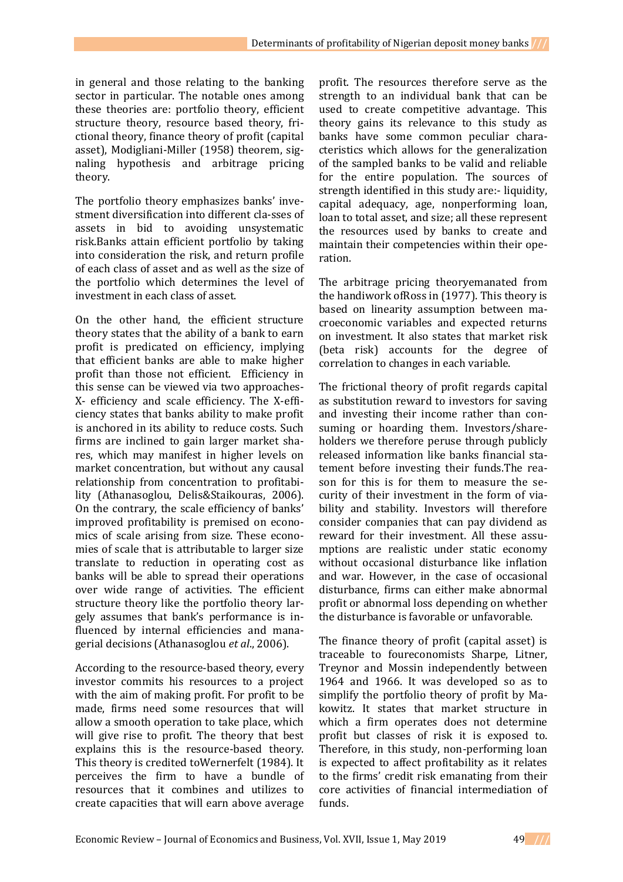in general and those relating to the banking sector in particular. The notable ones among these theories are: portfolio theory, efficient structure theory, resource based theory, frictional theory, finance theory of profit (capital asset), Modigliani-Miller (1958) theorem, signaling hypothesis and arbitrage pricing theory.

The portfolio theory emphasizes banks' investment diversification into different classes of assets in bid to avoiding unsystematic risk.Banks attain efficient portfolio by taking into consideration the risk, and return profile of each class of asset and as well as the size of the portfolio which determines the level of investment in each class of asset.

On the other hand, the efficient structure theory states that the ability of a bank to earn profit is predicated on efficiency, implying that efficient banks are able to make higher profit than those not efficient. Efficiency in this sense can be viewed via two approaches-X- efficiency and scale efficiency. The X-efficiency states that banks ability to make profit is anchored in its ability to reduce costs. Such firms are inclined to gain larger market shares, which may manifest in higher levels on market concentration, but without any causal relationship from concentration to profitability (Athanasoglou, Delis&Staikouras, 2006). On the contrary, the scale efficiency of banks' improved profitability is premised on economics of scale arising from size. These economies of scale that is attributable to larger size translate to reduction in operating cost as banks will be able to spread their operations over wide range of activities. The efficient structure theory like the portfolio theory largely assumes that bank's performance is influenced by internal efficiencies and managerial decisions (Athanasoglou *et al*., 2006).

According to the resource-based theory, every investor commits his resources to a project with the aim of making profit. For profit to be made, firms need some resources that will allow a smooth operation to take place, which will give rise to profit. The theory that best explains this is the resource-based theory. This theory is credited toWernerfelt (1984). It perceives the firm to have a bundle of resources that it combines and utilizes to create capacities that will earn above average profit. The resources therefore serve as the strength to an individual bank that can be used to create competitive advantage. This theory gains its relevance to this study as banks have some common peculiar characteristics which allows for the generalization of the sampled banks to be valid and reliable for the entire population. The sources of strength identified in this study are:- liquidity, capital adequacy, age, nonperforming loan, loan to total asset, and size; all these represent the resources used by banks to create and maintain their competencies within their operation.

The arbitrage pricing theoryemanated from the handiwork ofRoss in (1977). This theory is based on linearity assumption between macroeconomic variables and expected returns on investment. It also states that market risk (beta risk) accounts for the degree of correlation to changes in each variable.

The frictional theory of profit regards capital as substitution reward to investors for saving and investing their income rather than consuming or hoarding them. Investors/shareholders we therefore peruse through publicly released information like banks financial statement before investing their funds.The reason for this is for them to measure the security of their investment in the form of viability and stability. Investors will therefore consider companies that can pay dividend as reward for their investment. All these assumptions are realistic under static economy without occasional disturbance like inflation and war. However, in the case of occasional disturbance, firms can either make abnormal profit or abnormal loss depending on whether the disturbance is favorable or unfavorable.

The finance theory of profit (capital asset) is traceable to foureconomists Sharpe, Litner, Treynor and Mossin independently between 1964 and 1966. It was developed so as to simplify the portfolio theory of profit by Makowitz. It states that market structure in which a firm operates does not determine profit but classes of risk it is exposed to. Therefore, in this study, non-performing loan is expected to affect profitability as it relates to the firms' credit risk emanating from their core activities of financial intermediation of funds.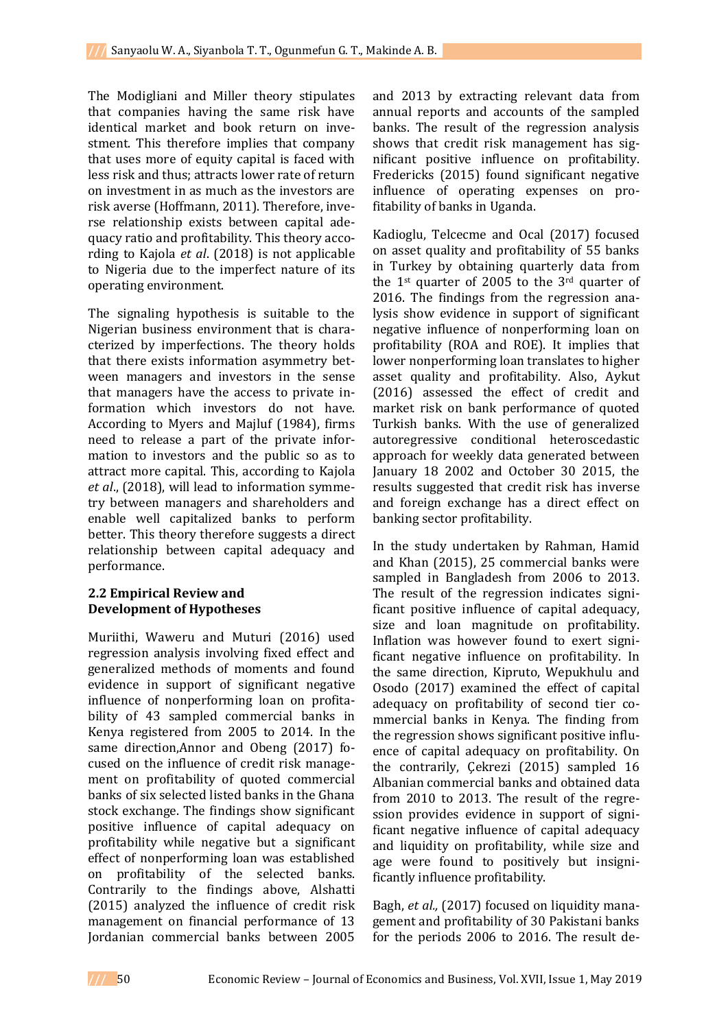The Modigliani and Miller theory stipulates that companies having the same risk have identical market and book return on investment. This therefore implies that company that uses more of equity capital is faced with less risk and thus; attracts lower rate of return on investment in as much as the investors are risk averse (Hoffmann, 2011). Therefore, inverse relationship exists between capital adequacy ratio and profitability. This theory according to Kajola *et al*. (2018) is not applicable to Nigeria due to the imperfect nature of its operating environment.

The signaling hypothesis is suitable to the Nigerian business environment that is characterized by imperfections. The theory holds that there exists information asymmetry between managers and investors in the sense that managers have the access to private information which investors do not have. According to Myers and Majluf (1984), firms need to release a part of the private information to investors and the public so as to attract more capital. This, according to Kajola *et al*., (2018), will lead to information symmetry between managers and shareholders and enable well capitalized banks to perform better. This theory therefore suggests a direct relationship between capital adequacy and performance.

## 2.2 Empirical Review and Development of Hypotheses

Muriithi, Waweru and Muturi (2016) used regression analysis involving fixed effect and generalized methods of moments and found evidence in support of significant negative influence of nonperforming loan on profitability of 43 sampled commercial banks in Kenya registered from 2005 to 2014. In the same direction,Annor and Obeng (2017) focused on the influence of credit risk management on profitability of quoted commercial banks of six selected listed banks in the Ghana stock exchange. The findings show significant positive influence of capital adequacy on profitability while negative but a significant effect of nonperforming loan was established on profitability of the selected banks. Contrarily to the findings above, Alshatti (2015) analyzed the influence of credit risk management on financial performance of 13 Jordanian commercial banks between 2005 and 2013 by extracting relevant data from annual reports and accounts of the sampled banks. The result of the regression analysis shows that credit risk management has significant positive influence on profitability. Fredericks (2015) found significant negative influence of operating expenses on profitability of banks in Uganda.

Kadioglu, Telcecme and Ocal (2017) focused on asset quality and profitability of 55 banks in Turkey by obtaining quarterly data from the 1st quarter of 2005 to the 3rd quarter of 2016. The findings from the regression analysis show evidence in support of significant negative influence of nonperforming loan on profitability (ROA and ROE). It implies that lower nonperforming loan translates to higher asset quality and profitability. Also, Aykut (2016) assessed the effect of credit and market risk on bank performance of quoted Turkish banks. With the use of generalized autoregressive conditional heteroscedastic approach for weekly data generated between January 18 2002 and October 30 2015, the results suggested that credit risk has inverse and foreign exchange has a direct effect on banking sector profitability.

In the study undertaken by Rahman, Hamid and Khan (2015), 25 commercial banks were sampled in Bangladesh from 2006 to 2013. The result of the regression indicates significant positive influence of capital adequacy, size and loan magnitude on profitability. Inflation was however found to exert significant negative influence on profitability. In the same direction, Kipruto, Wepukhulu and Osodo (2017) examined the effect of capital adequacy on profitability of second tier commercial banks in Kenya. The finding from the regression shows significant positive influence of capital adequacy on profitability. On the contrarily, Çekrezi (2015) sampled 16 Albanian commercial banks and obtained data from 2010 to 2013. The result of the regression provides evidence in support of significant negative influence of capital adequacy and liquidity on profitability, while size and age were found to positively but insignificantly influence profitability.

Bagh, *et al.,* (2017) focused on liquidity management and profitability of 30 Pakistani banks for the periods 2006 to 2016. The result de-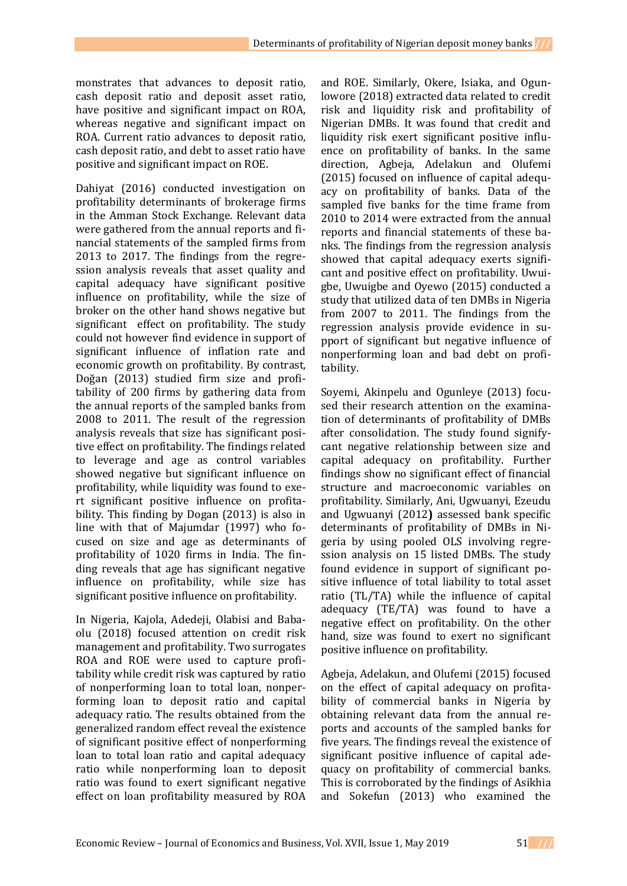monstrates that advances to deposit ratio, cash deposit ratio and deposit asset ratio, have positive and significant impact on ROA, whereas negative and significant impact on ROA. Current ratio advances to deposit ratio, cash deposit ratio, and debt to asset ratio have positive and significant impact on ROE.

Dahiyat (2016) conducted investigation on profitability determinants of brokerage firms in the Amman Stock Exchange. Relevant data were gathered from the annual reports and financial statements of the sampled firms from 2013 to 2017. The findings from the regression analysis reveals that asset quality and capital adequacy have significant positive influence on profitability, while the size of broker on the other hand shows negative but significant effect on profitability. The study could not however find evidence in support of significant influence of inflation rate and economic growth on profitability. By contrast, Doğan (2013) studied firm size and profitability of 200 firms by gathering data from the annual reports of the sampled banks from 2008 to 2011. The result of the regression analysis reveals that size has significant positive effect on profitability. The findings related to leverage and age as control variables showed negative but significant influence on profitability, while liquidity was found to exert significant positive influence on profitability. This finding by Dogan (2013) is also in line with that of Majumdar (1997) who focused on size and age as determinants of profitability of 1020 firms in India. The finding reveals that age has significant negative influence on profitability, while size has significant positive influence on profitability.

In Nigeria, Kajola, Adedeji, Olabisi and Babaolu (2018) focused attention on credit risk management and profitability. Two surrogates ROA and ROE were used to capture profitability while credit risk was captured by ratio of nonperforming loan to total loan, nonperforming loan to deposit ratio and capital adequacy ratio. The results obtained from the generalized random effect reveal the existence of significant positive effect of nonperforming loan to total loan ratio and capital adequacy ratio while nonperforming loan to deposit ratio was found to exert significant negative effect on loan profitability measured by ROA and ROE. Similarly, Okere, Isiaka, and Ogunlowore (2018) extracted data related to credit risk and liquidity risk and profitability of Nigerian DMBs. It was found that credit and liquidity risk exert significant positive influence on profitability of banks. In the same direction, Agbeja, Adelakun and Olufemi (2015) focused on influence of capital adequacy on profitability of banks. Data of the sampled five banks for the time frame from 2010 to 2014 were extracted from the annual reports and financial statements of these banks. The findings from the regression analysis showed that capital adequacy exerts significant and positive effect on profitability. Uwuigbe, Uwuigbe and Oyewo (2015) conducted a study that utilized data of ten DMBs in Nigeria from 2007 to 2011. The findings from the regression analysis provide evidence in support of significant but negative influence of nonperforming loan and bad debt on profitability.

Soyemi, Akinpelu and Ogunleye (2013) focused their research attention on the examination of determinants of profitability of DMBs after consolidation. The study found significant negative relationship between size and capital adequacy on profitability. Further findings show no significant effect of financial structure and macroeconomic variables on profitability. Similarly, Ani, Ugwuanyi, Ezeudu and Ugwuanyi (2012**)** assessed bank specific determinants of profitability of DMBs in Nigeria by using pooled OLS involving regression analysis on 15 listed DMBs. The study found evidence in support of significant positive influence of total liability to total asset ratio (TL/TA) while the influence of capital adequacy (TE/TA) was found to have a negative effect on profitability. On the other hand, size was found to exert no significant positive influence on profitability.

Agbeja, Adelakun, and Olufemi (2015) focused on the effect of capital adequacy on profitability of commercial banks in Nigeria by obtaining relevant data from the annual reports and accounts of the sampled banks for five years. The findings reveal the existence of significant positive influence of capital adequacy on profitability of commercial banks. This is corroborated by the findings of Asikhia and Sokefun (2013) who examined the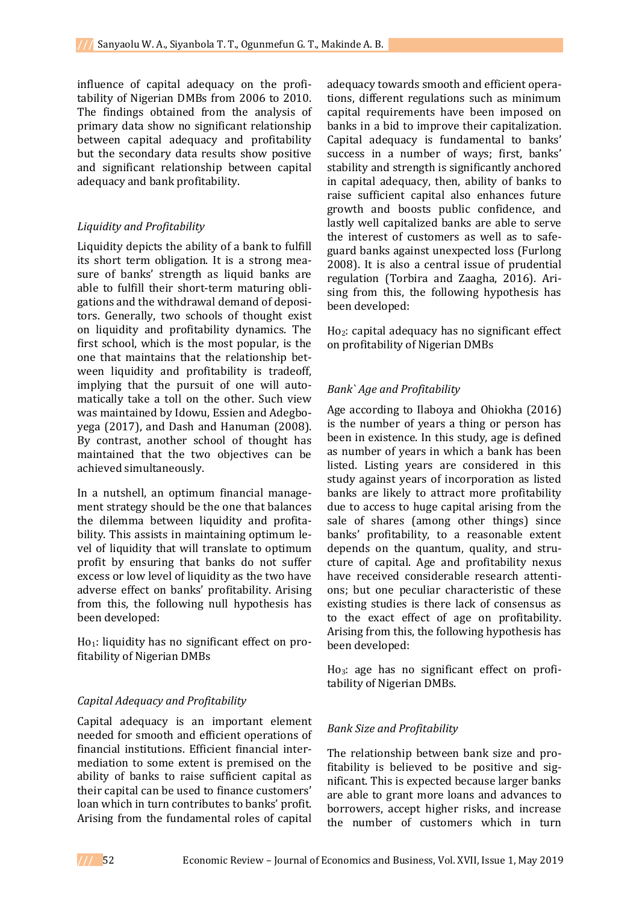influence of capital adequacy on the profitability of Nigerian DMBs from 2006 to 2010. The findings obtained from the analysis of primary data show no significant relationship between capital adequacy and profitability but the secondary data results show positive and significant relationship between capital adequacy and bank profitability.

### *Liquidity and Profitability*

Liquidity depicts the ability of a bank to fulfill its short term obligation. It is a strong measure of banks' strength as liquid banks are able to fulfill their short-term maturing obligations and the withdrawal demand of depositors. Generally, two schools of thought exist on liquidity and profitability dynamics. The first school, which is the most popular, is the one that maintains that the relationship between liquidity and profitability is tradeoff, implying that the pursuit of one will automatically take a toll on the other. Such view was maintained by Idowu, Essien and Adegboyega (2017), and Dash and Hanuman (2008). By contrast, another school of thought has maintained that the two objectives can be achieved simultaneously.

In a nutshell, an optimum financial management strategy should be the one that balances the dilemma between liquidity and profitability. This assists in maintaining optimum level of liquidity that will translate to optimum profit by ensuring that banks do not suffer excess or low level of liquidity as the two have adverse effect on banks' profitability. Arising from this, the following null hypothesis has been developed:

$Ho_1$: liquidity has no significant effect on profitability of Nigerian DMBs

### *Capital Adequacy and Profitability*

Capital adequacy is an important element needed for smooth and efficient operations of financial institutions. Efficient financial intermediation to some extent is premised on the ability of banks to raise sufficient capital as their capital can be used to finance customers' loan which in turn contributes to banks' profit. Arising from the fundamental roles of capital adequacy towards smooth and efficient operations, different regulations such as minimum capital requirements have been imposed on banks in a bid to improve their capitalization. Capital adequacy is fundamental to banks' success in a number of ways; first, banks' stability and strength is significantly anchored in capital adequacy, then, ability of banks to raise sufficient capital also enhances future growth and boosts public confidence, and lastly well capitalized banks are able to serve the interest of customers as well as to safeguard banks against unexpected loss (Furlong 2008). It is also a central issue of prudential regulation (Torbira and Zaagha, 2016). Arising from this, the following hypothesis has been developed:

$Ho_2$: capital adequacy has no significant effect on profitability of Nigerian DMBs

### *Bank` Age and Profitability*

Age according to Ilaboya and Ohiokha (2016) is the number of years a thing or person has been in existence. In this study, age is defined as number of years in which a bank has been listed. Listing years are considered in this study against years of incorporation as listed banks are likely to attract more profitability due to access to huge capital arising from the sale of shares (among other things) since banks' profitability, to a reasonable extent depends on the quantum, quality, and structure of capital. Age and profitability nexus have received considerable research attentions; but one peculiar characteristic of these existing studies is there lack of consensus as to the exact effect of age on profitability. Arising from this, the following hypothesis has been developed:

$Ho_3$: age has no significant effect on profitability of Nigerian DMBs.

### *Bank Size and Profitability*

The relationship between bank size and profitability is believed to be positive and significant. This is expected because larger banks are able to grant more loans and advances to borrowers, accept higher risks, and increase the number of customers which in turn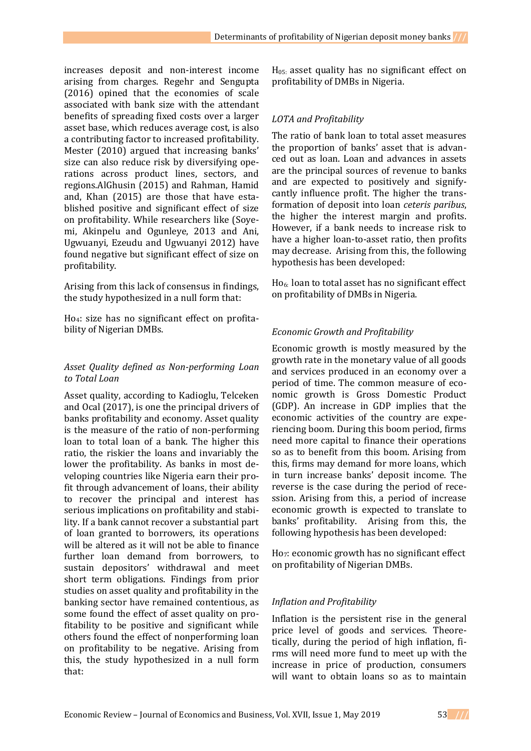increases deposit and non-interest income arising from charges. Regehr and Sengupta (2016) opined that the economies of scale associated with bank size with the attendant benefits of spreading fixed costs over a larger asset base, which reduces average cost, is also a contributing factor to increased profitability. Mester (2010) argued that increasing banks' size can also reduce risk by diversifying operations across product lines, sectors, and regions.AlGhusin (2015) and Rahman, Hamid and, Khan (2015) are those that have established positive and significant effect of size on profitability. While researchers like (Soyemi, Akinpelu and Ogunleye, 2013 and Ani, Ugwuanyi, Ezeudu and Ugwuanyi 2012) have found negative but significant effect of size on profitability.

Arising from this lack of consensus in findings, the study hypothesized in a null form that:

$Ho_4$: size has no significant effect on profitability of Nigerian DMBs.

*Asset Quality defined as Non-performing Loan to Total Loan*

Asset quality, according to Kadioglu, Telceken and Ocal (2017), is one the principal drivers of banks profitability and economy. Asset quality is the measure of the ratio of non-performing loan to total loan of a bank. The higher this ratio, the riskier the loans and invariably the lower the profitability. As banks in most developing countries like Nigeria earn their profit through advancement of loans, their ability to recover the principal and interest has serious implications on profitability and stability. If a bank cannot recover a substantial part of loan granted to borrowers, its operations will be altered as it will not be able to finance further loan demand from borrowers, to sustain depositors' withdrawal and meet short term obligations. Findings from prior studies on asset quality and profitability in the banking sector have remained contentious, as some found the effect of asset quality on profitability to be positive and significant while others found the effect of nonperforming loan on profitability to be negative. Arising from this, the study hypothesized in a null form that:

$H_{05}$: asset quality has no significant effect on profitability of DMBs in Nigeria.

*LOTA and Profitability*

The ratio of bank loan to total asset measures the proportion of banks' asset that is advanced out as loan. Loan and advances in assets are the principal sources of revenue to banks and are expected to positively and significantly influence profit. The higher the transformation of deposit into loan *ceteris paribus*, the higher the interest margin and profits. However, if a bank needs to increase risk to have a higher loan-to-asset ratio, then profits may decrease. Arising from this, the following hypothesis has been developed:

$Ho_6$: loan to total asset has no significant effect on profitability of DMBs in Nigeria.

*Economic Growth and Profitability*

Economic growth is mostly measured by the growth rate in the monetary value of all goods and services produced in an economy over a period of time. The common measure of economic growth is Gross Domestic Product (GDP). An increase in GDP implies that the economic activities of the country are experiencing boom. During this boom period, firms need more capital to finance their operations so as to benefit from this boom. Arising from this, firms may demand for more loans, which in turn increase banks' deposit income. The reverse is the case during the period of recession. Arising from this, a period of increase economic growth is expected to translate to banks' profitability. Arising from this, the following hypothesis has been developed:

$Ho_7$: economic growth has no significant effect on profitability of Nigerian DMBs.

*Inflation and Profitability*

Inflation is the persistent rise in the general price level of goods and services. Theoretically, during the period of high inflation, firms will need more fund to meet up with the increase in price of production, consumers will want to obtain loans so as to maintain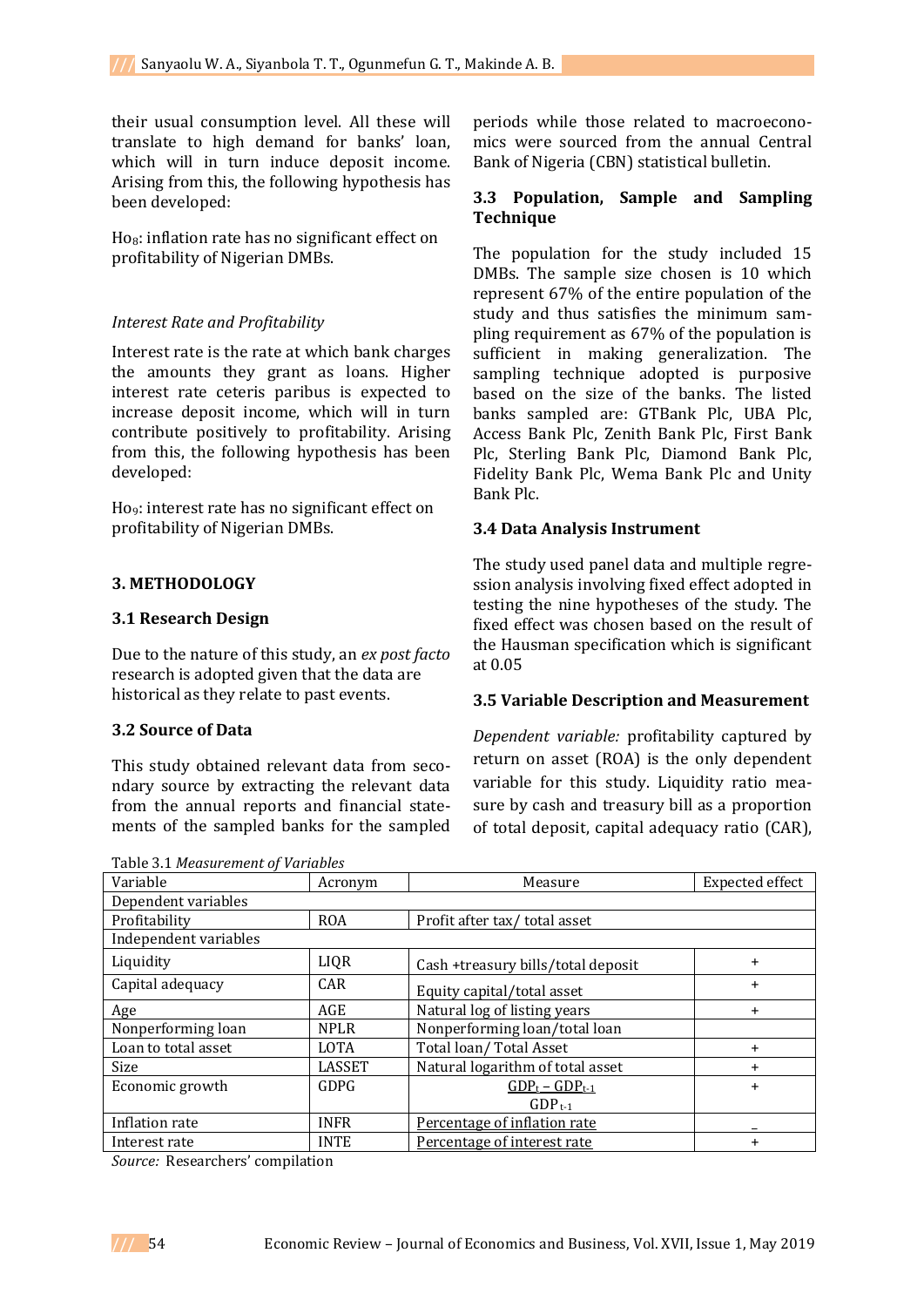their usual consumption level. All these will translate to high demand for banks' loan, which will in turn induce deposit income. Arising from this, the following hypothesis has been developed:

$Ho_8$: inflation rate has no significant effect on profitability of Nigerian DMBs.

*Interest Rate and Profitability*

Interest rate is the rate at which bank charges the amounts they grant as loans. Higher interest rate ceteris paribus is expected to increase deposit income, which will in turn contribute positively to profitability. Arising from this, the following hypothesis has been developed:

$Ho_9$: interest rate has no significant effect on profitability of Nigerian DMBs.

## 3. METHODOLOGY

### 3.1 Research Design

Due to the nature of this study, an *ex post facto* research is adopted given that the data are historical as they relate to past events.

### 3.2 Source of Data

This study obtained relevant data from secondary source by extracting the relevant data from the annual reports and financial statements of the sampled banks for the sampled periods while those related to macroeconomics were sourced from the annual Central Bank of Nigeria (CBN) statistical bulletin.

### 3.3 Population, Sample and Sampling Technique

The population for the study included 15 DMBs. The sample size chosen is 10 which represent 67% of the entire population of the study and thus satisfies the minimum sampling requirement as 67% of the population is sufficient in making generalization. The sampling technique adopted is purposive based on the size of the banks. The listed banks sampled are: GTBank Plc, UBA Plc, Access Bank Plc, Zenith Bank Plc, First Bank Plc, Sterling Bank Plc, Diamond Bank Plc, Fidelity Bank Plc, Wema Bank Plc and Unity Bank Plc.

### 3.4 Data Analysis Instrument

The study used panel data and multiple regression analysis involving fixed effect adopted in testing the nine hypotheses of the study. The fixed effect was chosen based on the result of the Hausman specification which is significant at 0.05

### 3.5 Variable Description and Measurement

*Dependent variable:* profitability captured by return on asset (ROA) is the only dependent variable for this study. Liquidity ratio measure by cash and treasury bill as a proportion of total deposit, capital adequacy ratio (CAR),

Table 3.1 *Measurement of Variables*

| Variable | Acronym | Measure | Expected effect |
|---|---|---|---|
| Dependent variables | | | |
| Profitability | ROA | Profit after tax/ total asset | |
| Independent variables | | | |
| Liquidity | LIQR | Cash +treasury bills/total deposit | + |
| Capital adequacy | CAR | Equity capital/total asset | + |
| Age | AGE | Natural log of listing years | + |
| Nonperforming loan | NPLR | Nonperforming loan/total loan | |
| Loan to total asset | LOTA | Total loan/ Total Asset | + |
| Size | LASSET | Natural logarithm of total asset | + |
| Economic growth | GDPG | $\frac{GDP_t - GDP_{t-1}}{GDP_{t-1}}$ | + |
| Inflation rate | INFR | Percentage of inflation rate | _ |
| Interest rate | INTE | Percentage of interest rate | + |

*Source:* Researchers' compilation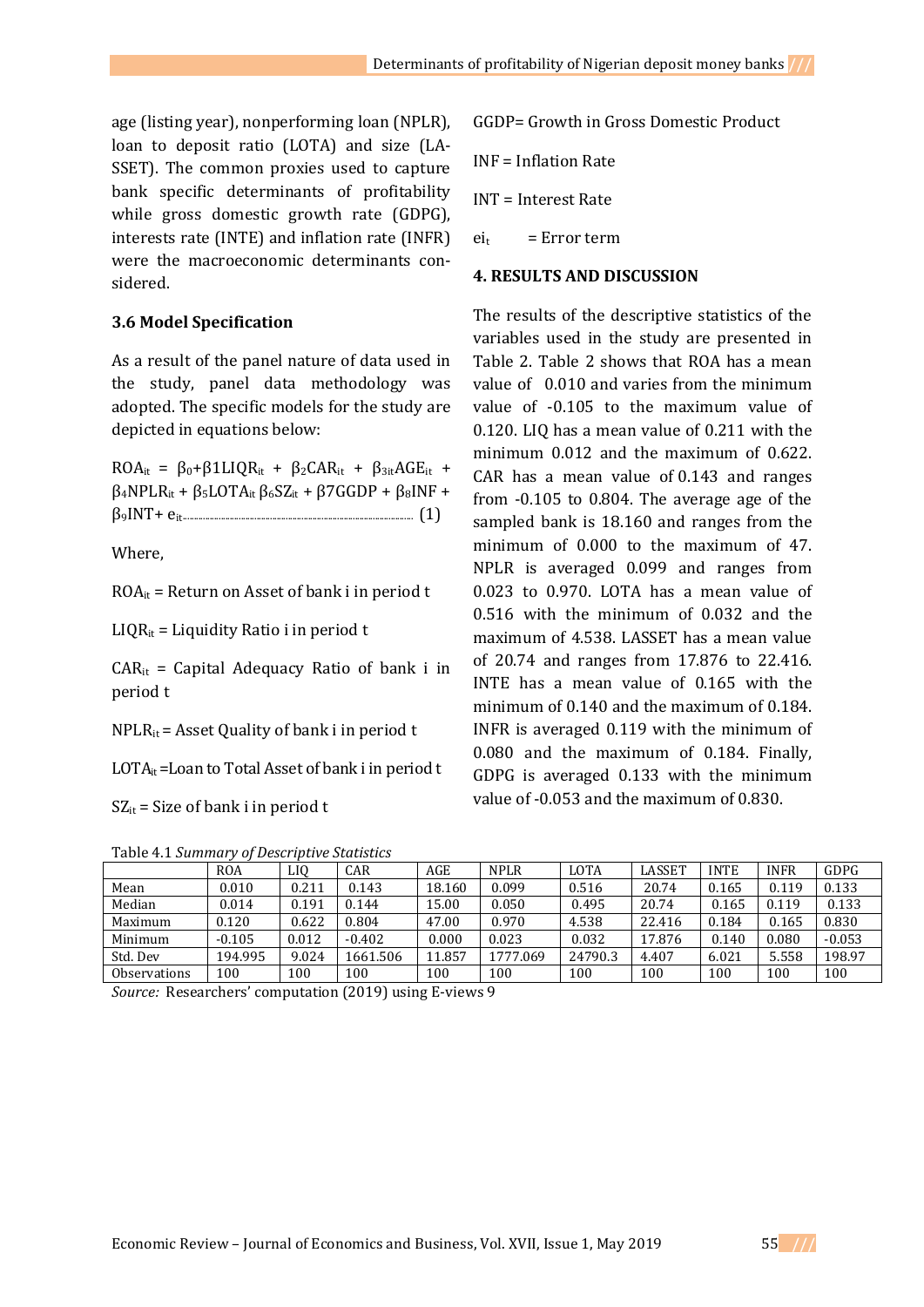age (listing year), nonperforming loan (NPLR), loan to deposit ratio (LOTA) and size (LASSET). The common proxies used to capture bank specific determinants of profitability while gross domestic growth rate (GDPG), interests rate (INTE) and inflation rate (INFR) were the macroeconomic determinants considered.

### 3.6 Model Specification

As a result of the panel nature of data used in the study, panel data methodology was adopted. The specific models for the study are depicted in equations below:

$$ROA_{it} = \beta_0 + \beta 1LIQR_{it} + \beta_2 CAR_{it} + \beta_{3it} AGE_{it} + \beta_4 NPLR_{it} + \beta_5 LOTA_{it} \beta_6 SZ_{it} + \beta 7GGDP + \beta_8 INF + \beta_9 INT + e_{it} \quad (1)$$

Where,

$ROA_{it}$ = Return on Asset of bank i in period t

$LIQR_{it}$ = Liquidity Ratio i in period t

$CAR_{it}$ = Capital Adequacy Ratio of bank i in period t

$NPLR_{it}$ = Asset Quality of bank i in period t

$LOTA_{it}$ =Loan to Total Asset of bank i in period t

$SZ_{it}$ = Size of bank i in period t

GGDP= Growth in Gross Domestic Product

INF = Inflation Rate

INT = Interest Rate

$ei_t$ = Error term

## 4. RESULTS AND DISCUSSION

The results of the descriptive statistics of the variables used in the study are presented in Table 2. Table 2 shows that ROA has a mean value of 0.010 and varies from the minimum value of -0.105 to the maximum value of 0.120. LIQ has a mean value of 0.211 with the minimum 0.012 and the maximum of 0.622. CAR has a mean value of 0.143 and ranges from -0.105 to 0.804. The average age of the sampled bank is 18.160 and ranges from the minimum of 0.000 to the maximum of 47. NPLR is averaged 0.099 and ranges from 0.023 to 0.970. LOTA has a mean value of 0.516 with the minimum of 0.032 and the maximum of 4.538. LASSET has a mean value of 20.74 and ranges from 17.876 to 22.416. INTE has a mean value of 0.165 with the minimum of 0.140 and the maximum of 0.184. INFR is averaged 0.119 with the minimum of 0.080 and the maximum of 0.184. Finally, GDPG is averaged 0.133 with the minimum value of -0.053 and the maximum of 0.830.

Table 4.1 *Summary of Descriptive Statistics*

| | ROA | LIQ | CAR | AGE | NPLR | LOTA | LASSET | INTE | INFR | GDPG |
|---|---|---|---|---|---|---|---|---|---|---|
| Mean | 0.010 | 0.211 | 0.143 | 18.160 | 0.099 | 0.516 | 20.74 | 0.165 | 0.119 | 0.133 |
| Median | 0.014 | 0.191 | 0.144 | 15.00 | 0.050 | 0.495 | 20.74 | 0.165 | 0.119 | 0.133 |
| Maximum | 0.120 | 0.622 | 0.804 | 47.00 | 0.970 | 4.538 | 22.416 | 0.184 | 0.165 | 0.830 |
| Minimum | -0.105 | 0.012 | -0.402 | 0.000 | 0.023 | 0.032 | 17.876 | 0.140 | 0.080 | -0.053 |
| Std. Dev | 194.995 | 9.024 | 1661.506 | 11.857 | 1777.069 | 24790.3 | 4.407 | 6.021 | 5.558 | 198.97 |
| Observations | 100 | 100 | 100 | 100 | 100 | 100 | 100 | 100 | 100 | 100 |

*Source:* Researchers' computation (2019) using E-views 9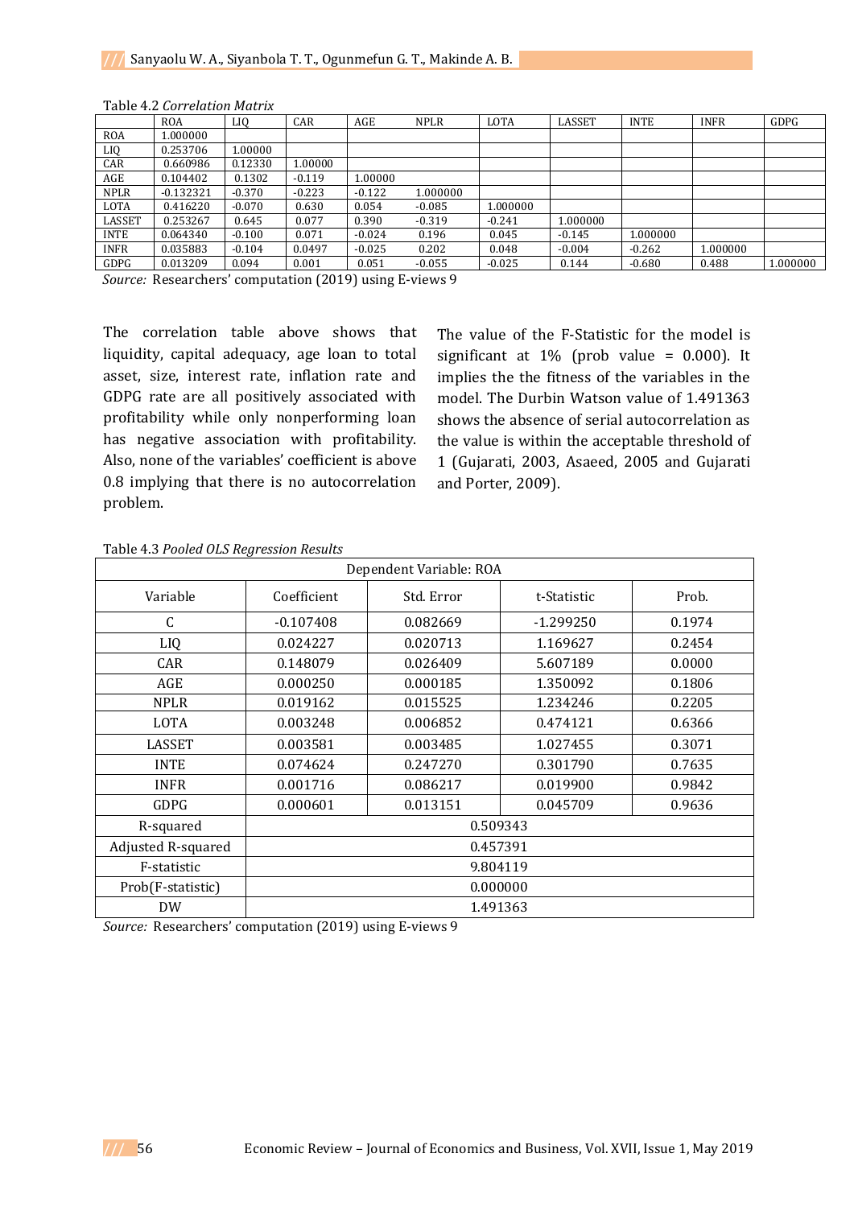Table 4.2 *Correlation Matrix*

| | ROA | LIQ | CAR | AGE | NPLR | LOTA | LASSET | INTE | INFR | GDPG |
|---|---|---|---|---|---|---|---|---|---|---|
| ROA | 1.000000 | | | | | | | | | |
| LIQ | 0.253706 | 1.00000 | | | | | | | | |
| CAR | 0.660986 | 0.12330 | 1.00000 | | | | | | | |
| AGE | 0.104402 | 0.1302 | -0.119 | 1.00000 | | | | | | |
| NPLR | -0.132321 | -0.370 | -0.223 | -0.122 | 1.000000 | | | | | |
| LOTA | 0.416220 | -0.070 | 0.630 | 0.054 | -0.085 | 1.000000 | | | | |
| LASSET | 0.253267 | 0.645 | 0.077 | 0.390 | -0.319 | -0.241 | 1.000000 | | | |
| INTE | 0.064340 | -0.100 | 0.071 | -0.024 | 0.196 | 0.045 | -0.145 | 1.000000 | | |
| INFR | 0.035883 | -0.104 | 0.0497 | -0.025 | 0.202 | 0.048 | -0.004 | -0.262 | 1.000000 | |
| GDPG | 0.013209 | 0.094 | 0.001 | 0.051 | -0.055 | -0.025 | 0.144 | -0.680 | 0.488 | 1.000000 |

*Source:* Researchers' computation (2019) using E-views 9

The correlation table above shows that liquidity, capital adequacy, age loan to total asset, size, interest rate, inflation rate and GDPG rate are all positively associated with profitability while only nonperforming loan has negative association with profitability. Also, none of the variables' coefficient is above 0.8 implying that there is no autocorrelation problem.

The value of the F-Statistic for the model is significant at 1% (prob value = 0.000). It implies the the fitness of the variables in the model. The Durbin Watson value of 1.491363 shows the absence of serial autocorrelation as the value is within the acceptable threshold of 1 (Gujarati, 2003, Asaeed, 2005 and Gujarati and Porter, 2009).

Table 4.3 *Pooled OLS Regression Results*

| Dependent Variable: ROA | | | | |
|---|---|---|---|---|
| Variable | Coefficient | Std. Error | t-Statistic | Prob. |
| C | -0.107408 | 0.082669 | -1.299250 | 0.1974 |
| LIQ | 0.024227 | 0.020713 | 1.169627 | 0.2454 |
| CAR | 0.148079 | 0.026409 | 5.607189 | 0.0000 |
| AGE | 0.000250 | 0.000185 | 1.350092 | 0.1806 |
| NPLR | 0.019162 | 0.015525 | 1.234246 | 0.2205 |
| LOTA | 0.003248 | 0.006852 | 0.474121 | 0.6366 |
| LASSET | 0.003581 | 0.003485 | 1.027455 | 0.3071 |
| INTE | 0.074624 | 0.247270 | 0.301790 | 0.7635 |
| INFR | 0.001716 | 0.086217 | 0.019900 | 0.9842 |
| GDPG | 0.000601 | 0.013151 | 0.045709 | 0.9636 |
| R-squared | 0.509343 | | | |
| Adjusted R-squared | 0.457391 | | | |
| F-statistic | 9.804119 | | | |
| Prob(F-statistic) | 0.000000 | | | |
| DW | 1.491363 | | | |

*Source:* Researchers' computation (2019) using E-views 9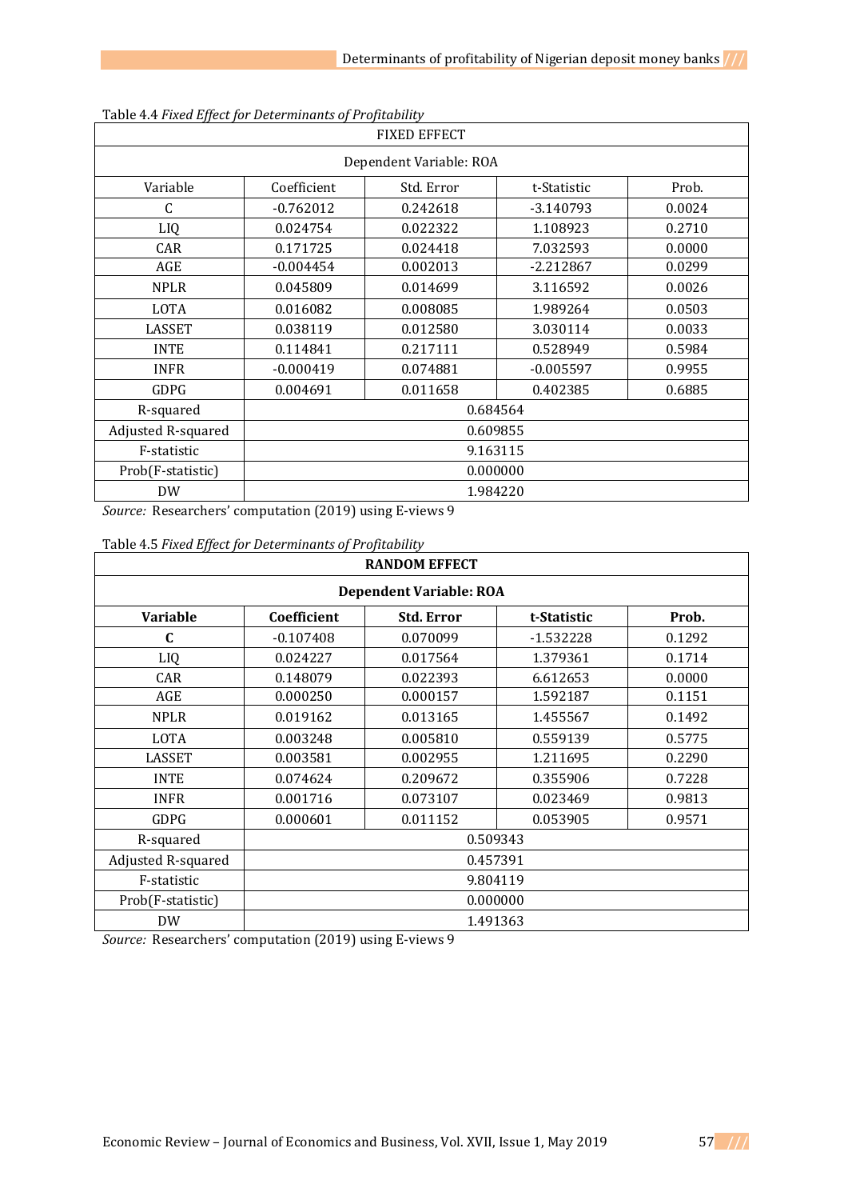Table 4.4 *Fixed Effect for Determinants of Profitability*

| FIXED EFFECT | | | | |
|---|---|---|---|---|
| Dependent Variable: ROA | | | | |
| Variable | Coefficient | Std. Error | t-Statistic | Prob. |
| C | -0.762012 | 0.242618 | -3.140793 | 0.0024 |
| LIQ | 0.024754 | 0.022322 | 1.108923 | 0.2710 |
| CAR | 0.171725 | 0.024418 | 7.032593 | 0.0000 |
| AGE | -0.004454 | 0.002013 | -2.212867 | 0.0299 |
| NPLR | 0.045809 | 0.014699 | 3.116592 | 0.0026 |
| LOTA | 0.016082 | 0.008085 | 1.989264 | 0.0503 |
| LASSET | 0.038119 | 0.012580 | 3.030114 | 0.0033 |
| INTE | 0.114841 | 0.217111 | 0.528949 | 0.5984 |
| INFR | -0.000419 | 0.074881 | -0.005597 | 0.9955 |
| GDPG | 0.004691 | 0.011658 | 0.402385 | 0.6885 |
| R-squared | 0.684564 | | | |
| Adjusted R-squared | 0.609855 | | | |
| F-statistic | 9.163115 | | | |
| Prob(F-statistic) | 0.000000 | | | |
| DW | 1.984220 | | | |

*Source:* Researchers' computation (2019) using E-views 9

Table 4.5 *Fixed Effect for Determinants of Profitability*

| **RANDOM EFFECT** | | | | |
|---|---|---|---|---|
| **Dependent Variable: ROA** | | | | |
| **Variable** | **Coefficient** | **Std. Error** | **t-Statistic** | **Prob.** |
| **C** | -0.107408 | 0.070099 | -1.532228 | 0.1292 |
| LIQ | 0.024227 | 0.017564 | 1.379361 | 0.1714 |
| CAR | 0.148079 | 0.022393 | 6.612653 | 0.0000 |
| AGE | 0.000250 | 0.000157 | 1.592187 | 0.1151 |
| NPLR | 0.019162 | 0.013165 | 1.455567 | 0.1492 |
| LOTA | 0.003248 | 0.005810 | 0.559139 | 0.5775 |
| LASSET | 0.003581 | 0.002955 | 1.211695 | 0.2290 |
| INTE | 0.074624 | 0.209672 | 0.355906 | 0.7228 |
| INFR | 0.001716 | 0.073107 | 0.023469 | 0.9813 |
| GDPG | 0.000601 | 0.011152 | 0.053905 | 0.9571 |
| R-squared | 0.509343 | | | |
| Adjusted R-squared | 0.457391 | | | |
| F-statistic | 9.804119 | | | |
| Prob(F-statistic) | 0.000000 | | | |
| DW | 1.491363 | | | |

*Source:* Researchers' computation (2019) using E-views 9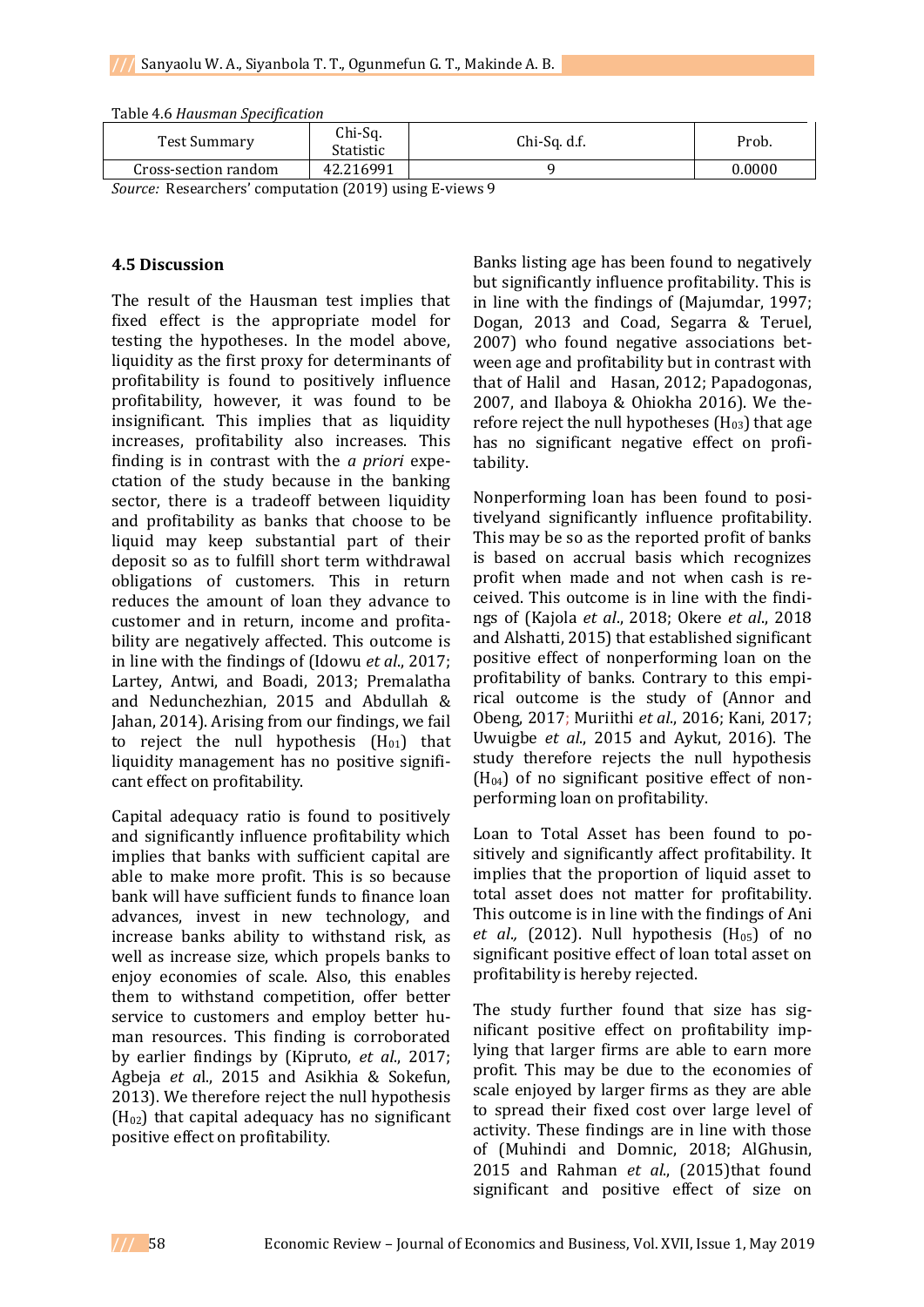Table 4.6 *Hausman Specification*

| Test Summary | Chi-Sq. Statistic | Chi-Sq. d.f. | Prob. |
|---|---|---|---|
| Cross-section random | 42.216991 | 9 | 0.0000 |

*Source:* Researchers' computation (2019) using E-views 9

### 4.5 Discussion

The result of the Hausman test implies that fixed effect is the appropriate model for testing the hypotheses. In the model above, liquidity as the first proxy for determinants of profitability is found to positively influence profitability, however, it was found to be insignificant. This implies that as liquidity increases, profitability also increases. This finding is in contrast with the *a priori* expectation of the study because in the banking sector, there is a tradeoff between liquidity and profitability as banks that choose to be liquid may keep substantial part of their deposit so as to fulfill short term withdrawal obligations of customers. This in return reduces the amount of loan they advance to customer and in return, income and profitability are negatively affected. This outcome is in line with the findings of (Idowu *et al*., 2017; Lartey, Antwi, and Boadi, 2013; Premalatha and Nedunchezhian, 2015 and Abdullah & Jahan, 2014). Arising from our findings, we fail to reject the null hypothesis ($H_{01}$) that liquidity management has no positive significant effect on profitability.

Capital adequacy ratio is found to positively and significantly influence profitability which implies that banks with sufficient capital are able to make more profit. This is so because bank will have sufficient funds to finance loan advances, invest in new technology, and increase banks ability to withstand risk, as well as increase size, which propels banks to enjoy economies of scale. Also, this enables them to withstand competition, offer better service to customers and employ better human resources. This finding is corroborated by earlier findings by (Kipruto, *et al*., 2017; Agbeja *et a*l., 2015 and Asikhia & Sokefun, 2013). We therefore reject the null hypothesis ($H_{02}$) that capital adequacy has no significant positive effect on profitability.

Banks listing age has been found to negatively but significantly influence profitability. This is in line with the findings of (Majumdar, 1997; Dogan, 2013 and Coad, Segarra & Teruel, 2007) who found negative associations between age and profitability but in contrast with that of Halil and Hasan, 2012; Papadogonas, 2007, and Ilaboya & Ohiokha 2016). We therefore reject the null hypotheses ($H_{03}$) that age has no significant negative effect on profitability.

Nonperforming loan has been found to positivelyand significantly influence profitability. This may be so as the reported profit of banks is based on accrual basis which recognizes profit when made and not when cash is received. This outcome is in line with the findings of (Kajola *et al*., 2018; Okere *et al*., 2018 and Alshatti, 2015) that established significant positive effect of nonperforming loan on the profitability of banks. Contrary to this empirical outcome is the study of (Annor and Obeng, 2017; Muriithi *et al*., 2016; Kani, 2017; Uwuigbe *et al*., 2015 and Aykut, 2016). The study therefore rejects the null hypothesis ($H_{04}$) of no significant positive effect of nonperforming loan on profitability.

Loan to Total Asset has been found to positively and significantly affect profitability. It implies that the proportion of liquid asset to total asset does not matter for profitability. This outcome is in line with the findings of Ani *et al.,* (2012). Null hypothesis ($H_{05}$) of no significant positive effect of loan total asset on profitability is hereby rejected.

The study further found that size has significant positive effect on profitability implying that larger firms are able to earn more profit. This may be due to the economies of scale enjoyed by larger firms as they are able to spread their fixed cost over large level of activity. These findings are in line with those of (Muhindi and Domnic, 2018; AlGhusin, 2015 and Rahman *et al*., (2015)that found significant and positive effect of size on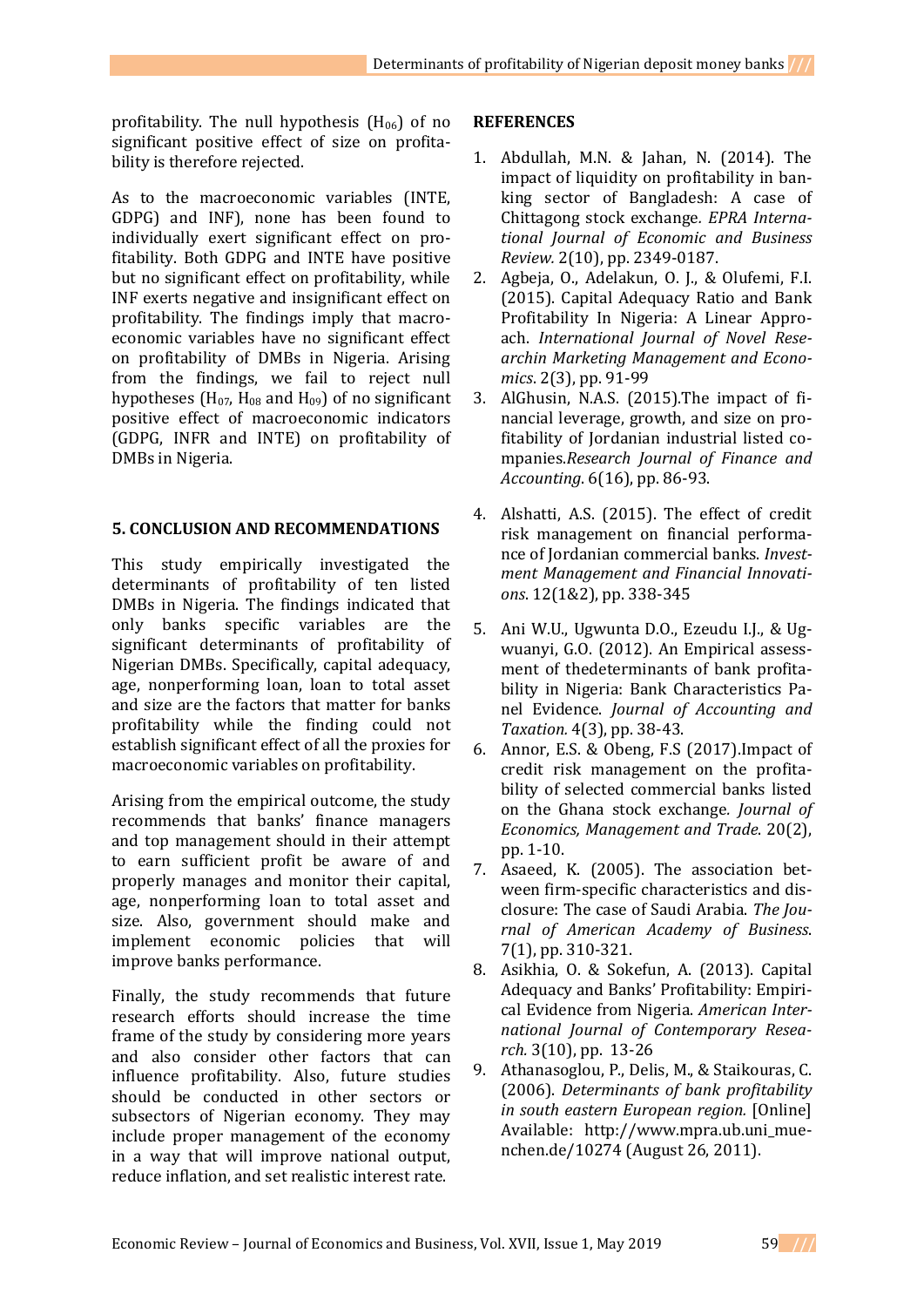profitability. The null hypothesis ($H_{06}$) of no significant positive effect of size on profitability is therefore rejected.

As to the macroeconomic variables (INTE, GDPG) and INF), none has been found to individually exert significant effect on profitability. Both GDPG and INTE have positive but no significant effect on profitability, while INF exerts negative and insignificant effect on profitability. The findings imply that macroeconomic variables have no significant effect on profitability of DMBs in Nigeria. Arising from the findings, we fail to reject null hypotheses ($H_{07}$, $H_{08}$ and $H_{09}$) of no significant positive effect of macroeconomic indicators (GDPG, INFR and INTE) on profitability of DMBs in Nigeria.

## 5. CONCLUSION AND RECOMMENDATIONS

This study empirically investigated the determinants of profitability of ten listed DMBs in Nigeria. The findings indicated that only banks specific variables are the significant determinants of profitability of Nigerian DMBs. Specifically, capital adequacy, age, nonperforming loan, loan to total asset and size are the factors that matter for banks profitability while the finding could not establish significant effect of all the proxies for macroeconomic variables on profitability.

Arising from the empirical outcome, the study recommends that banks' finance managers and top management should in their attempt to earn sufficient profit be aware of and properly manages and monitor their capital, age, nonperforming loan to total asset and size. Also, government should make and implement economic policies that will improve banks performance.

Finally, the study recommends that future research efforts should increase the time frame of the study by considering more years and also consider other factors that can influence profitability. Also, future studies should be conducted in other sectors or subsectors of Nigerian economy. They may include proper management of the economy in a way that will improve national output, reduce inflation, and set realistic interest rate.

## REFERENCES

1. Abdullah, M.N. & Jahan, N. (2014). The impact of liquidity on profitability in banking sector of Bangladesh: A case of Chittagong stock exchange. *EPRA International Journal of Economic and Business Review*. 2(10), pp. 2349-0187.
2. Agbeja, O., Adelakun, O. J., & Olufemi, F.I. (2015). Capital Adequacy Ratio and Bank Profitability In Nigeria: A Linear Approach. *International Journal of Novel Researchin Marketing Management and Economics*. 2(3), pp. 91-99
3. AlGhusin, N.A.S. (2015).The impact of financial leverage, growth, and size on profitability of Jordanian industrial listed companies.*Research Journal of Finance and Accounting*. 6(16), pp. 86-93.
4. Alshatti, A.S. (2015). The effect of credit risk management on financial performance of Jordanian commercial banks. *Investment Management and Financial Innovations*. 12(1&2), pp. 338-345
5. Ani W.U., Ugwunta D.O., Ezeudu I.J., & Ugwuanyi, G.O. (2012). An Empirical assessment of thedeterminants of bank profitability in Nigeria: Bank Characteristics Panel Evidence. *Journal of Accounting and Taxation*. 4(3), pp. 38-43.
6. Annor, E.S. & Obeng, F.S (2017).Impact of credit risk management on the profitability of selected commercial banks listed on the Ghana stock exchange. *Journal of Economics, Management and Trade*. 20(2), pp. 1-10.
7. Asaeed, K. (2005). The association between firm-specific characteristics and disclosure: The case of Saudi Arabia. *The Journal of American Academy of Business*. 7(1), pp. 310-321.
8. Asikhia, O. & Sokefun, A. (2013). Capital Adequacy and Banks' Profitability: Empirical Evidence from Nigeria. *American International Journal of Contemporary Research*. 3(10), pp. 13-26
9. Athanasoglou, P., Delis, M., & Staikouras, C. (2006). *Determinants of bank profitability in south eastern European region.* [Online] Available: http://www.mpra.ub.uni_muenchen.de/10274 (August 26, 2011).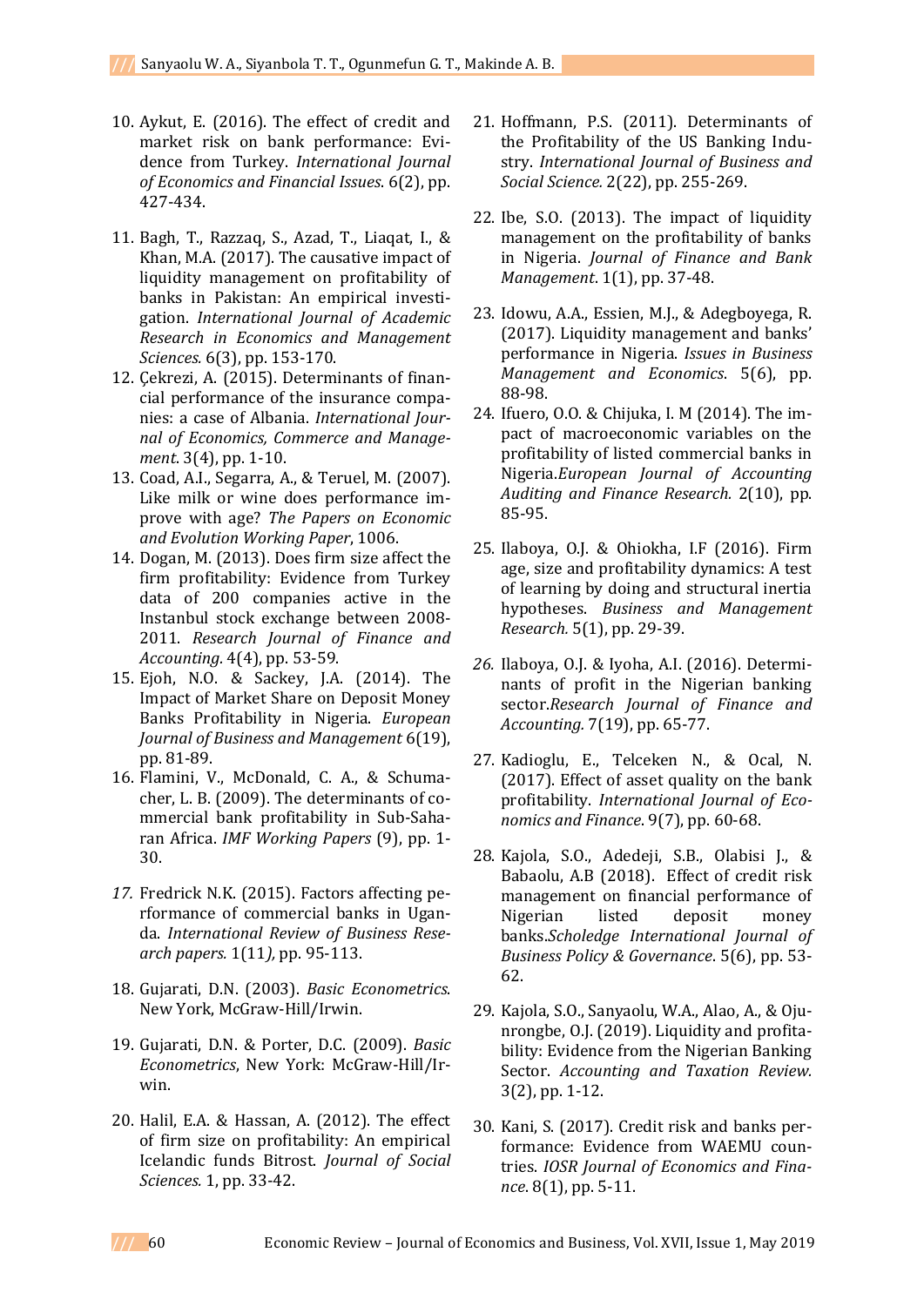10. Aykut, E. (2016). The effect of credit and market risk on bank performance: Evidence from Turkey. *International Journal of Economics and Financial Issues*. 6(2), pp. 427-434.

11. Bagh, T., Razzaq, S., Azad, T., Liaqat, I., & Khan, M.A. (2017). The causative impact of liquidity management on profitability of banks in Pakistan: An empirical investigation. *International Journal of Academic Research in Economics and Management Sciences*. 6(3), pp. 153-170.

12. Çekrezi, A. (2015). Determinants of financial performance of the insurance companies: a case of Albania. *International Journal of Economics, Commerce and Management*. 3(4), pp. 1-10.

13. Coad, A.I., Segarra, A., & Teruel, M. (2007). Like milk or wine does performance improve with age? *The Papers on Economic and Evolution Working Paper*, 1006.

14. Dogan, M. (2013). Does firm size affect the firm profitability: Evidence from Turkey data of 200 companies active in the Instanbul stock exchange between 2008-2011. *Research Journal of Finance and Accounting*. 4(4), pp. 53-59.

15. Ejoh, N.O. & Sackey, J.A. (2014). The Impact of Market Share on Deposit Money Banks Profitability in Nigeria. *European Journal of Business and Management* 6(19), pp. 81-89.

16. Flamini, V., McDonald, C. A., & Schumacher, L. B. (2009). The determinants of commercial bank profitability in Sub-Saharan Africa. *IMF Working Papers* (9), pp. 1-30.

17. Fredrick N.K. (2015). Factors affecting performance of commercial banks in Uganda. *International Review of Business Research papers*. 1(11*)*, pp. 95-113.

18. Gujarati, D.N. (2003). *Basic Econometrics*. New York, McGraw-Hill/Irwin.

19. Gujarati, D.N. & Porter, D.C. (2009). *Basic Econometrics*, New York: McGraw-Hill/Irwin.

20. Halil, E.A. & Hassan, A. (2012). The effect of firm size on profitability: An empirical Icelandic funds Bitrost. *Journal of Social Sciences*. 1, pp. 33-42.

21. Hoffmann, P.S. (2011). Determinants of the Profitability of the US Banking Industry. *International Journal of Business and Social Science*. 2(22), pp. 255-269.

22. Ibe, S.O. (2013). The impact of liquidity management on the profitability of banks in Nigeria. *Journal of Finance and Bank Management*. 1(1), pp. 37-48.

23. Idowu, A.A., Essien, M.J., & Adegboyega, R. (2017). Liquidity management and banks' performance in Nigeria. *Issues in Business Management and Economics*. 5(6), pp. 88-98.

24. Ifuero, O.O. & Chijuka, I. M (2014). The impact of macroeconomic variables on the profitability of listed commercial banks in Nigeria.*European Journal of Accounting Auditing and Finance Research*. 2(10), pp. 85-95.

25. Ilaboya, O.J. & Ohiokha, I.F (2016). Firm age, size and profitability dynamics: A test of learning by doing and structural inertia hypotheses. *Business and Management Research*. 5(1), pp. 29-39.

26. Ilaboya, O.J. & Iyoha, A.I. (2016). Determinants of profit in the Nigerian banking sector.*Research Journal of Finance and Accounting*. 7(19), pp. 65-77.

27. Kadioglu, E., Telceken N., & Ocal, N. (2017). Effect of asset quality on the bank profitability. *International Journal of Economics and Finance*. 9(7), pp. 60-68.

28. Kajola, S.O., Adedeji, S.B., Olabisi J., & Babaolu, A.B (2018). Effect of credit risk management on financial performance of Nigerian listed deposit money banks.*Scholedge International Journal of Business Policy & Governance*. 5(6), pp. 53-62.

29. Kajola, S.O., Sanyaolu, W.A., Alao, A., & Ojunrongbe, O.J. (2019). Liquidity and profitability: Evidence from the Nigerian Banking Sector. *Accounting and Taxation Review*. 3(2), pp. 1-12.

30. Kani, S. (2017). Credit risk and banks performance: Evidence from WAEMU countries. *IOSR Journal of Economics and Finance*. 8(1), pp. 5-11.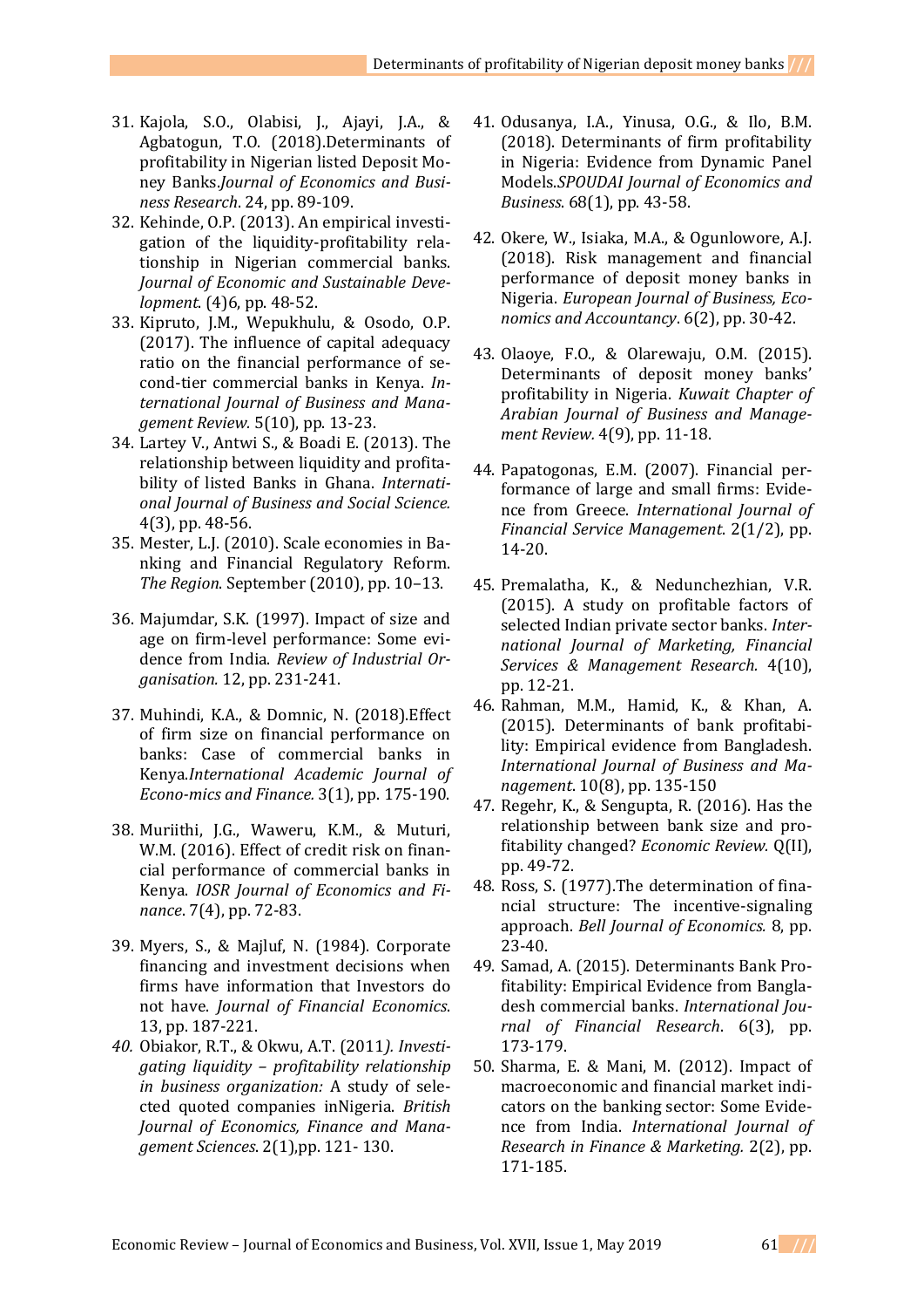31. Kajola, S.O., Olabisi, J., Ajayi, J.A., & Agbatogun, T.O. (2018).Determinants of profitability in Nigerian listed Deposit Money Banks.*Journal of Economics and Business Research*. 24, pp. 89-109.
32. Kehinde, O.P. (2013). An empirical investigation of the liquidity-profitability relationship in Nigerian commercial banks. *Journal of Economic and Sustainable Development*. (4)6, pp. 48-52.
33. Kipruto, J.M., Wepukhulu, & Osodo, O.P. (2017). The influence of capital adequacy ratio on the financial performance of second-tier commercial banks in Kenya. *International Journal of Business and Management Review.* 5(10), pp. 13-23.
34. Lartey V., Antwi S., & Boadi E. (2013). The relationship between liquidity and profitability of listed Banks in Ghana. *International Journal of Business and Social Science.* 4(3), pp. 48-56.
35. Mester, L.J. (2010). Scale economies in Banking and Financial Regulatory Reform. *The Region.* September (2010), pp. 10–13.
36. Majumdar, S.K. (1997). Impact of size and age on firm-level performance: Some evidence from India. *Review of Industrial Organisation.* 12, pp. 231-241.
37. Muhindi, K.A., & Domnic, N. (2018).Effect of firm size on financial performance on banks: Case of commercial banks in Kenya.*International Academic Journal of Econo-mics and Finance.* 3(1), pp. 175-190.
38. Muriithi, J.G., Waweru, K.M., & Muturi, W.M. (2016). Effect of credit risk on financial performance of commercial banks in Kenya. *IOSR Journal of Economics and Finance*. 7(4), pp. 72-83.
39. Myers, S., & Majluf, N. (1984). Corporate financing and investment decisions when firms have information that Investors do not have. *Journal of Financial Economics*. 13, pp. 187-221.
40. Obiakor, R.T., & Okwu, A.T. (2011*). Investigating liquidity – profitability relationship in business organization:* A study of selected quoted companies inNigeria. *British Journal of Economics, Finance and Management Sciences.* 2(1),pp. 121- 130.
41. Odusanya, I.A., Yinusa, O.G., & Ilo, B.M. (2018). Determinants of firm profitability in Nigeria: Evidence from Dynamic Panel Models.*SPOUDAI Journal of Economics and Business*. 68(1), pp. 43-58.
42. Okere, W., Isiaka, M.A., & Ogunlowore, A.J. (2018). Risk management and financial performance of deposit money banks in Nigeria. *European Journal of Business, Economics and Accountancy*. 6(2), pp. 30-42.
43. Olaoye, F.O., & Olarewaju, O.M. (2015). Determinants of deposit money banks' profitability in Nigeria. *Kuwait Chapter of Arabian Journal of Business and Management Review.* 4(9), pp. 11-18.
44. Papatogonas, E.M. (2007). Financial performance of large and small firms: Evidence from Greece. *International Journal of Financial Service Management*. 2(1/2), pp. 14-20.
45. Premalatha, K., & Nedunchezhian, V.R. (2015). A study on profitable factors of selected Indian private sector banks. *International Journal of Marketing, Financial Services & Management Research*. 4(10), pp. 12-21.
46. Rahman, M.M., Hamid, K., & Khan, A. (2015). Determinants of bank profitability: Empirical evidence from Bangladesh. *International Journal of Business and Management*. 10(8), pp. 135-150
47. Regehr, K., & Sengupta, R. (2016). Has the relationship between bank size and profitability changed? *Economic Review.* Q(II), pp. 49-72.
48. Ross, S. (1977).The determination of financial structure: The incentive-signaling approach. *Bell Journal of Economics.* 8, pp. 23-40.
49. Samad, A. (2015). Determinants Bank Profitability: Empirical Evidence from Bangladesh commercial banks. *International Journal of Financial Research*. 6(3), pp. 173-179.
50. Sharma, E. & Mani, M. (2012). Impact of macroeconomic and financial market indicators on the banking sector: Some Evidence from India. *International Journal of Research in Finance & Marketing.* 2(2), pp. 171-185.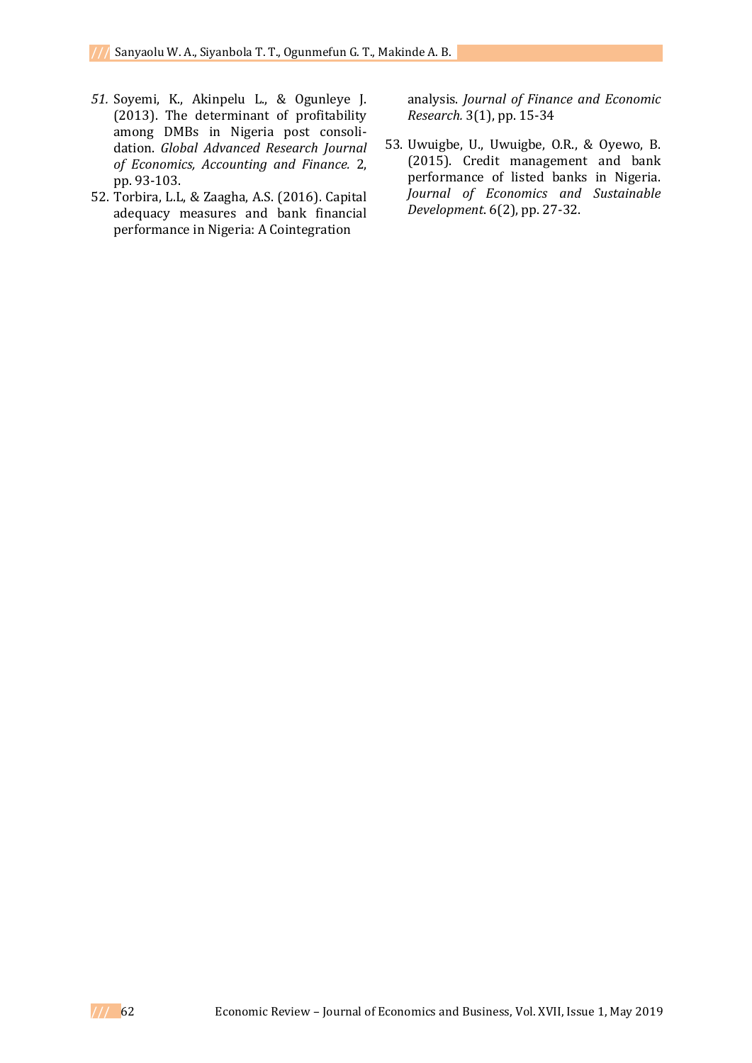51. Soyemi, K., Akinpelu L., & Ogunleye J. (2013). The determinant of profitability among DMBs in Nigeria post consolidation. *Global Advanced Research Journal of Economics, Accounting and Finance.* 2, pp. 93-103.
52. Torbira, L.L, & Zaagha, A.S. (2016). Capital adequacy measures and bank financial performance in Nigeria: A Cointegration analysis. *Journal of Finance and Economic Research.* 3(1), pp. 15-34
53. Uwuigbe, U., Uwuigbe, O.R., & Oyewo, B. (2015). Credit management and bank performance of listed banks in Nigeria. *Journal of Economics and Sustainable Development*. 6(2), pp. 27-32.